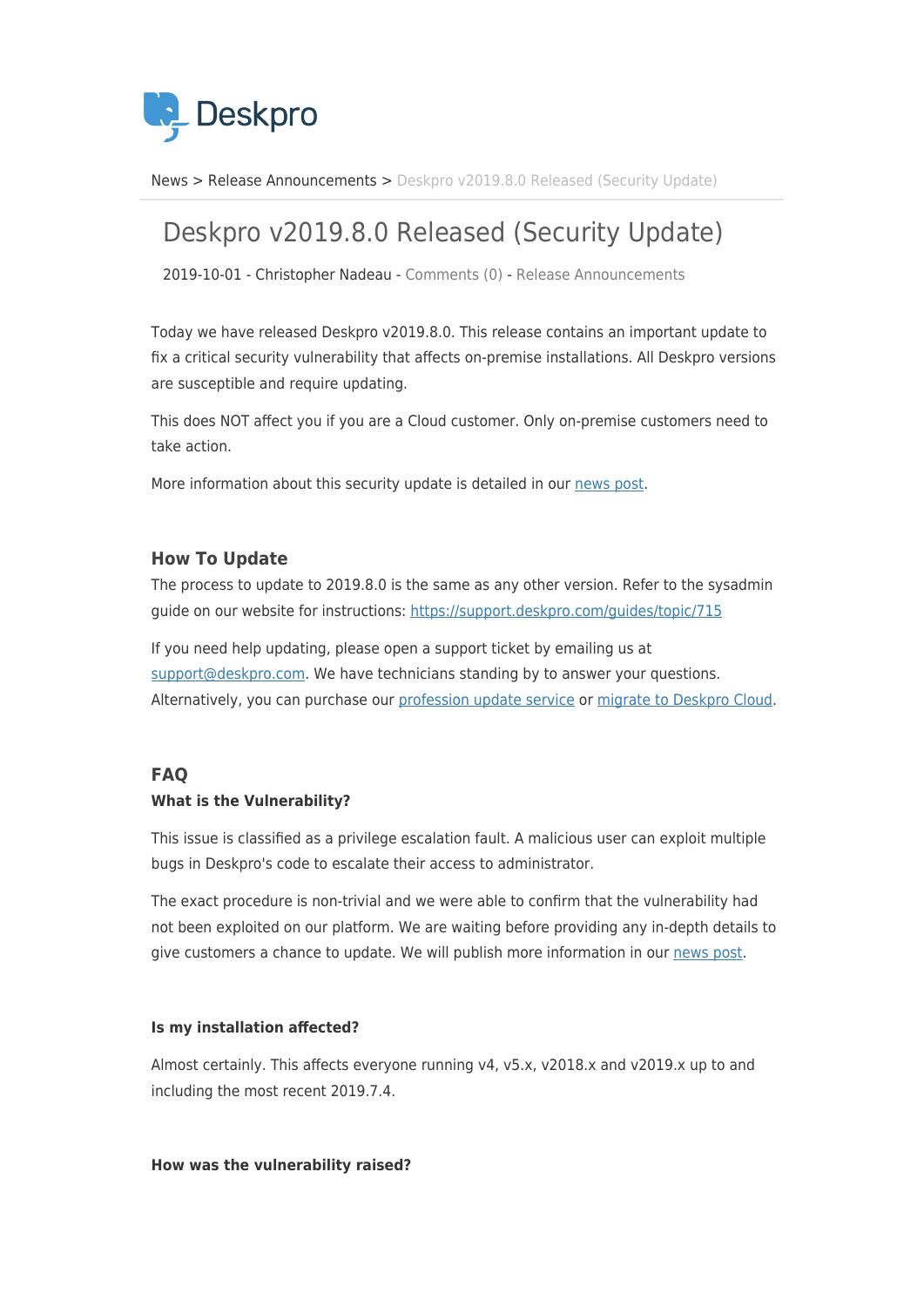Deskpro

News > Release Announcements > Deskpro v2019.8.0 Released (Security Update)

# Deskpro v2019.8.0 Released (Security Update)

2019-10-01 - Christopher Nadeau - Comments (0) - Release Announcements

Today we have released Deskpro v2019.8.0. This release contains an important update to fix a critical security vulnerability that affects on-premise installations. All Deskpro versions are susceptible and require updating.

This does NOT affect you if you are a Cloud customer. Only on-premise customers need to take action.

More information about this security update is detailed in our news post.

## How To Update

The process to update to 2019.8.0 is the same as any other version. Refer to the sysadmin guide on our website for instructions: https://support.deskpro.com/guides/topic/715

If you need help updating, please open a support ticket by emailing us at support@deskpro.com. We have technicians standing by to answer your questions. Alternatively, you can purchase our profession update service or migrate to Deskpro Cloud.

## FAQ

### What is the Vulnerability?

This issue is classified as a privilege escalation fault. A malicious user can exploit multiple bugs in Deskpro's code to escalate their access to administrator.

The exact procedure is non-trivial and we were able to confirm that the vulnerability had not been exploited on our platform. We are waiting before providing any in-depth details to give customers a chance to update. We will publish more information in our news post.

### Is my installation affected?

Almost certainly. This affects everyone running v4, v5.x, v2018.x and v2019.x up to and including the most recent 2019.7.4.

### How was the vulnerability raised?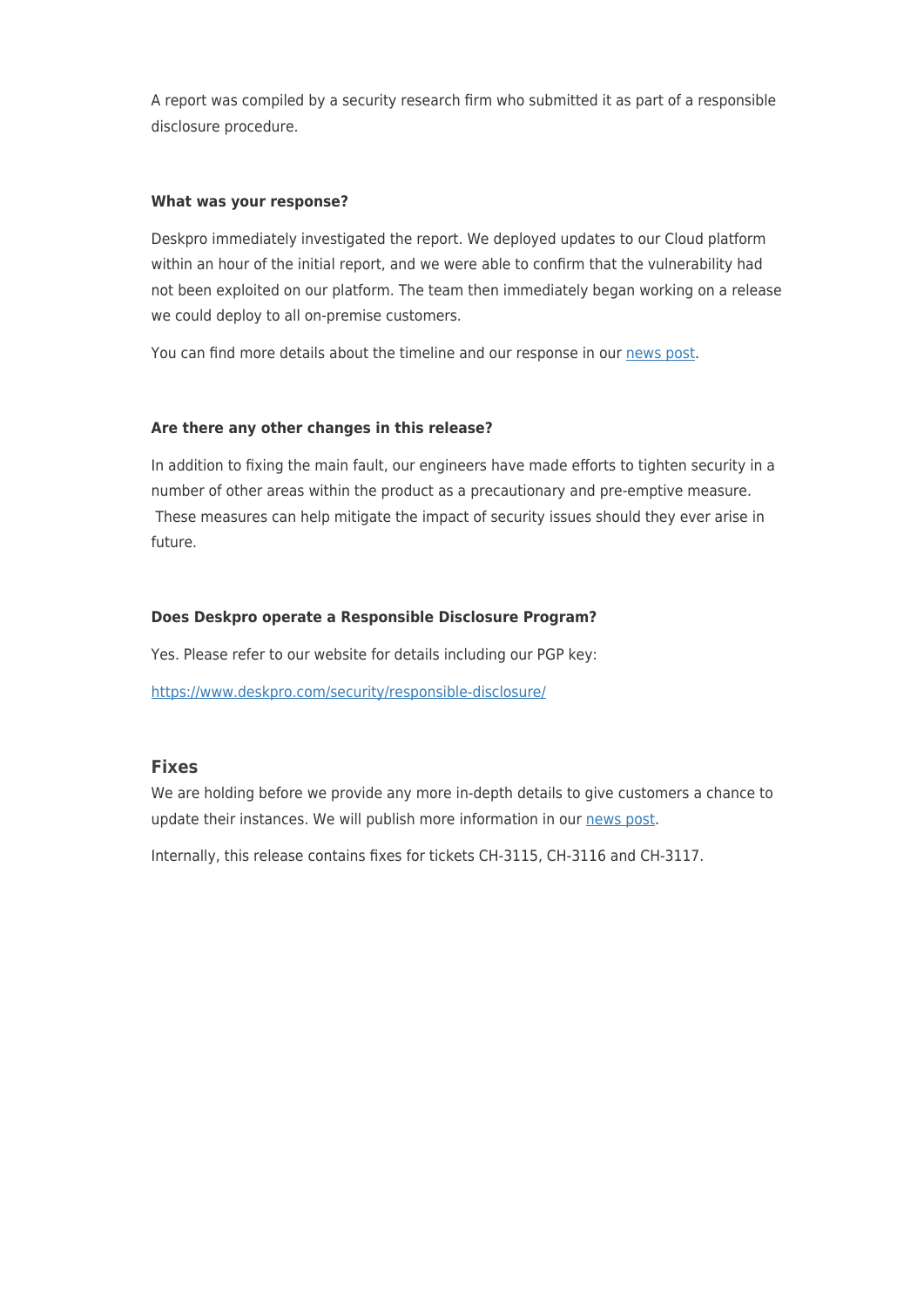A report was compiled by a security research firm who submitted it as part of a responsible disclosure procedure.

**What was your response?**

Deskpro immediately investigated the report. We deployed updates to our Cloud platform within an hour of the initial report, and we were able to confirm that the vulnerability had not been exploited on our platform. The team then immediately began working on a release we could deploy to all on-premise customers.

You can find more details about the timeline and our response in our news post.

**Are there any other changes in this release?**

In addition to fixing the main fault, our engineers have made efforts to tighten security in a number of other areas within the product as a precautionary and pre-emptive measure. These measures can help mitigate the impact of security issues should they ever arise in future.

**Does Deskpro operate a Responsible Disclosure Program?**

Yes. Please refer to our website for details including our PGP key:

https://www.deskpro.com/security/responsible-disclosure/

## Fixes

We are holding before we provide any more in-depth details to give customers a chance to update their instances. We will publish more information in our news post.

Internally, this release contains fixes for tickets CH-3115, CH-3116 and CH-3117.